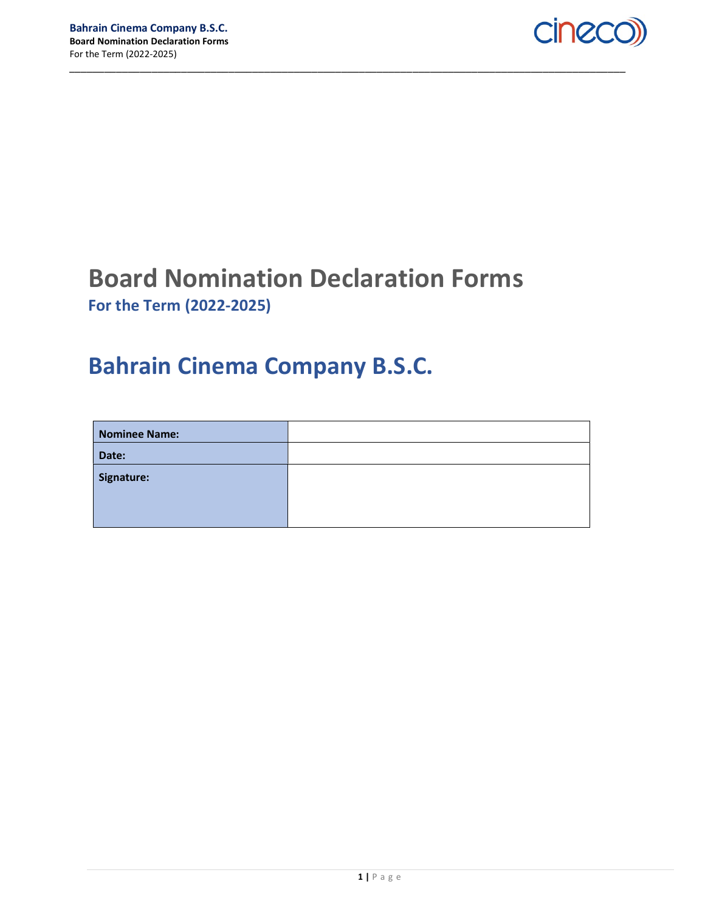# Board Nomination Declaration Forms

## For the Term (2022-2025)

# Bahrain Cinema Company B.S.C.

| Nominee Name: | |
| --- | --- |
| Date: | |
| Signature: | |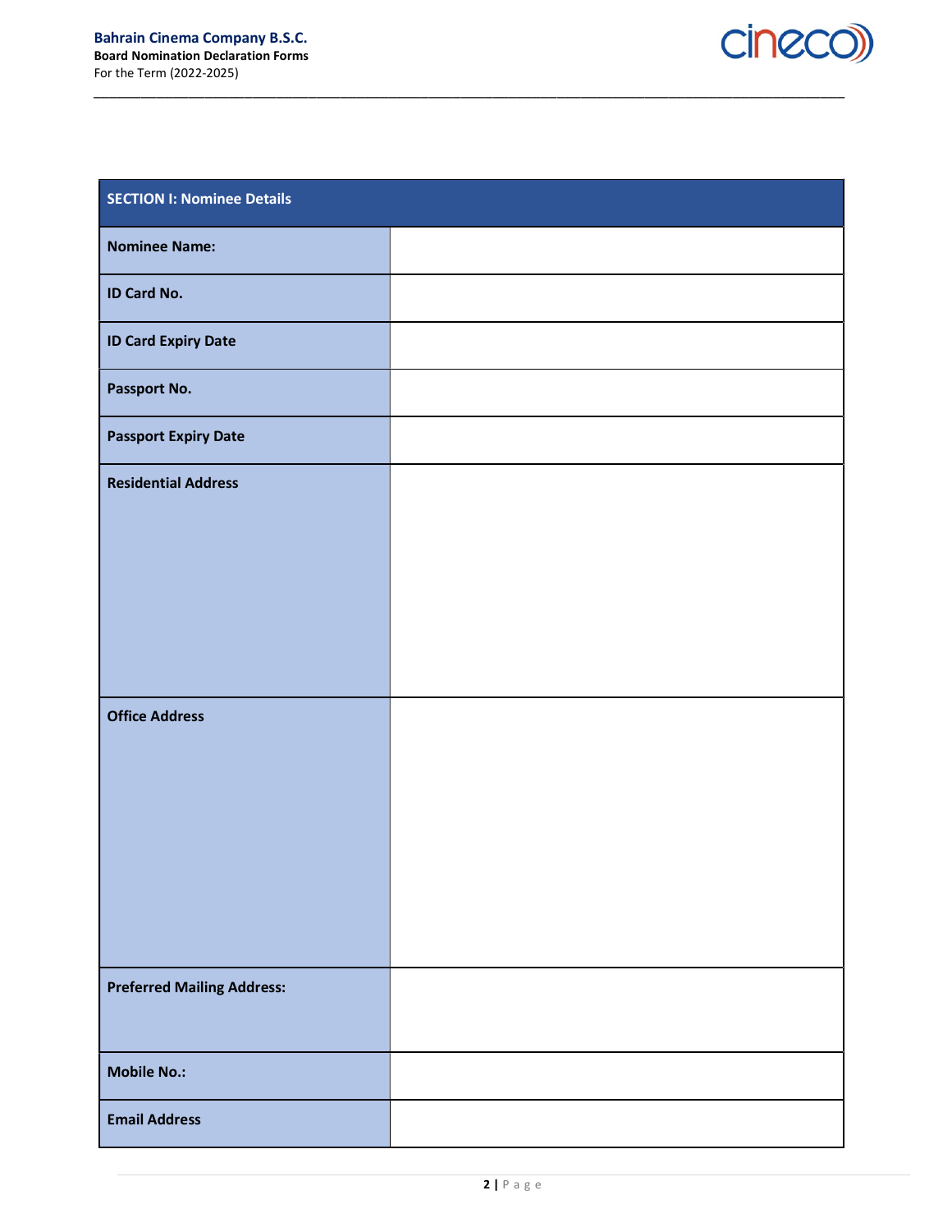| SECTION I: Nominee Details | |
|---|---|
| **Nominee Name:** | |
| **ID Card No.** | |
| **ID Card Expiry Date** | |
| **Passport No.** | |
| **Passport Expiry Date** | |
| **Residential Address** | |
| **Office Address** | |
| **Preferred Mailing Address:** | |
| **Mobile No.:** | |
| **Email Address** | |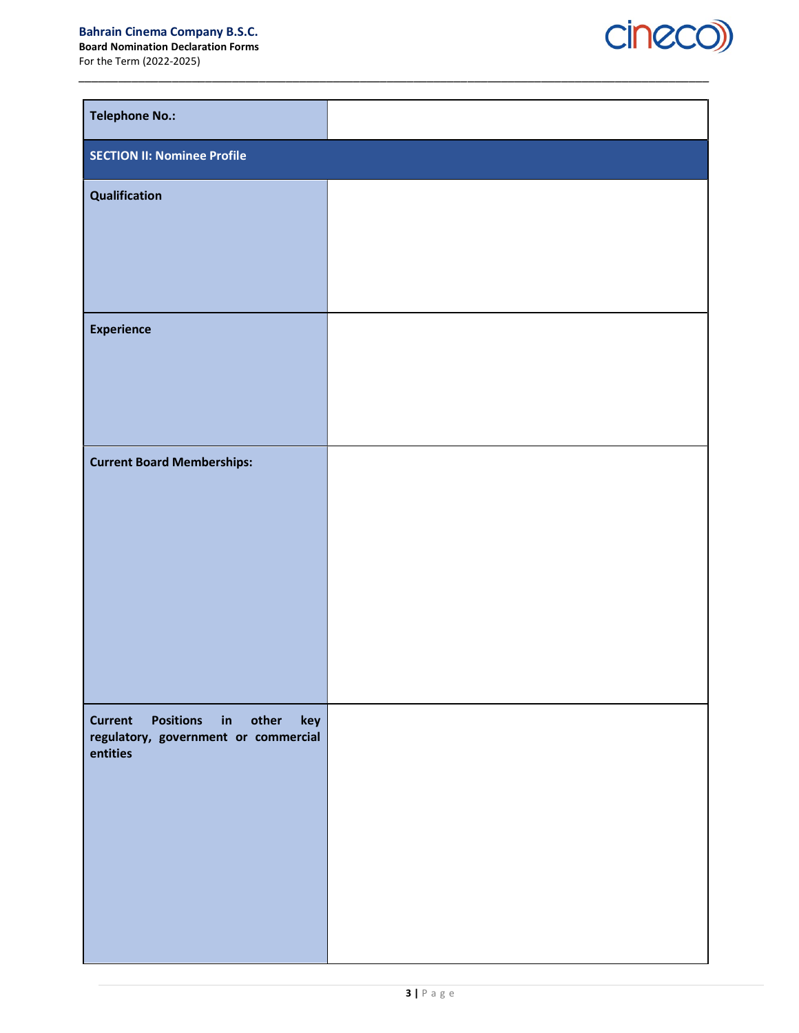| Telephone No.: | |
|---|---|
| **SECTION II: Nominee Profile** | |
| Qualification | |
| Experience | |
| Current Board Memberships: | |
| Current Positions in other key regulatory, government or commercial entities | |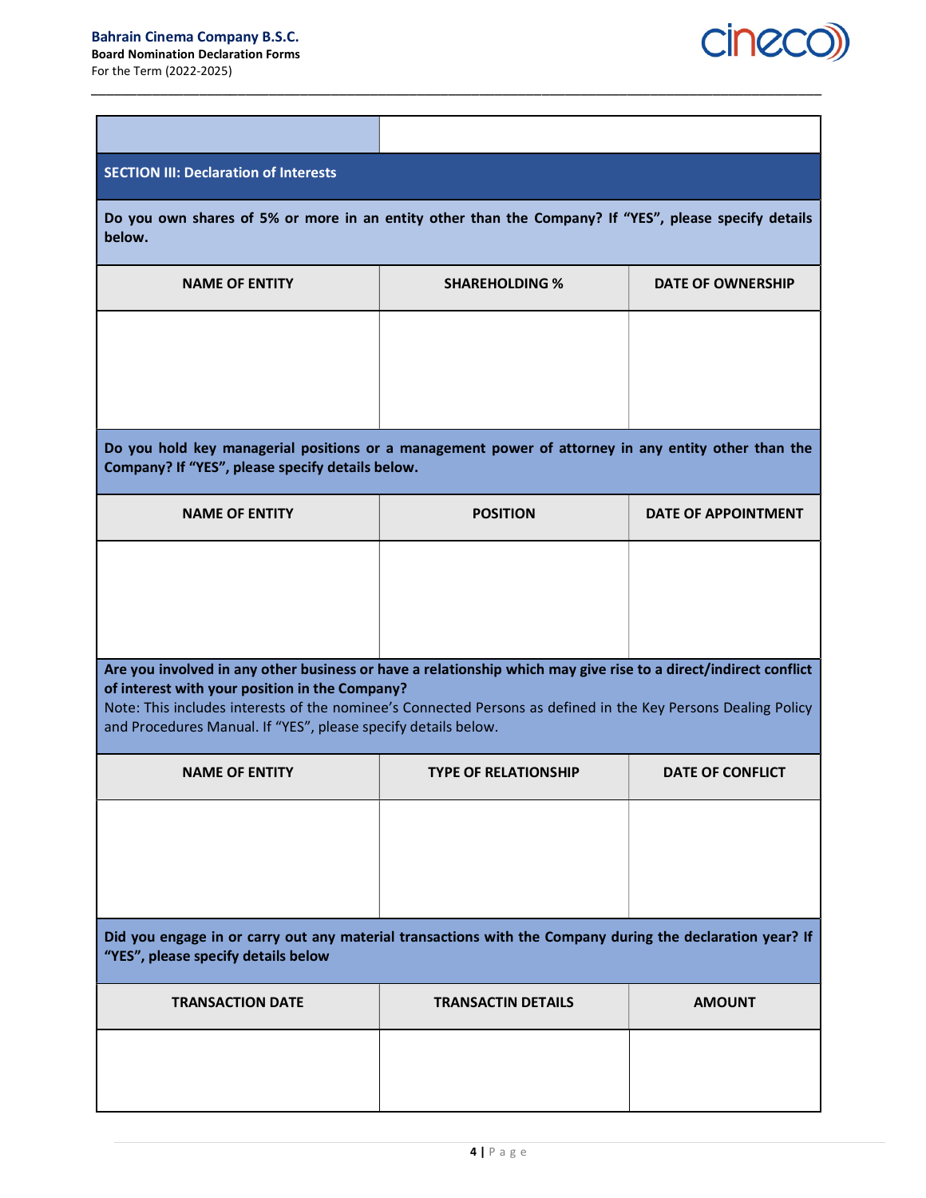## SECTION III: Declaration of Interests

**Do you own shares of 5% or more in an entity other than the Company? If "YES", please specify details below.**

| NAME OF ENTITY | SHAREHOLDING % | DATE OF OWNERSHIP |
|---|---|---|
| | | |

**Do you hold key managerial positions or a management power of attorney in any entity other than the Company? If "YES", please specify details below.**

| NAME OF ENTITY | POSITION | DATE OF APPOINTMENT |
|---|---|---|
| | | |

**Are you involved in any other business or have a relationship which may give rise to a direct/indirect conflict of interest with your position in the Company?**
Note: This includes interests of the nominee's Connected Persons as defined in the Key Persons Dealing Policy and Procedures Manual. If "YES", please specify details below.

| NAME OF ENTITY | TYPE OF RELATIONSHIP | DATE OF CONFLICT |
|---|---|---|
| | | |

**Did you engage in or carry out any material transactions with the Company during the declaration year? If "YES", please specify details below**

| TRANSACTION DATE | TRANSACTIN DETAILS | AMOUNT |
|---|---|---|
| | | |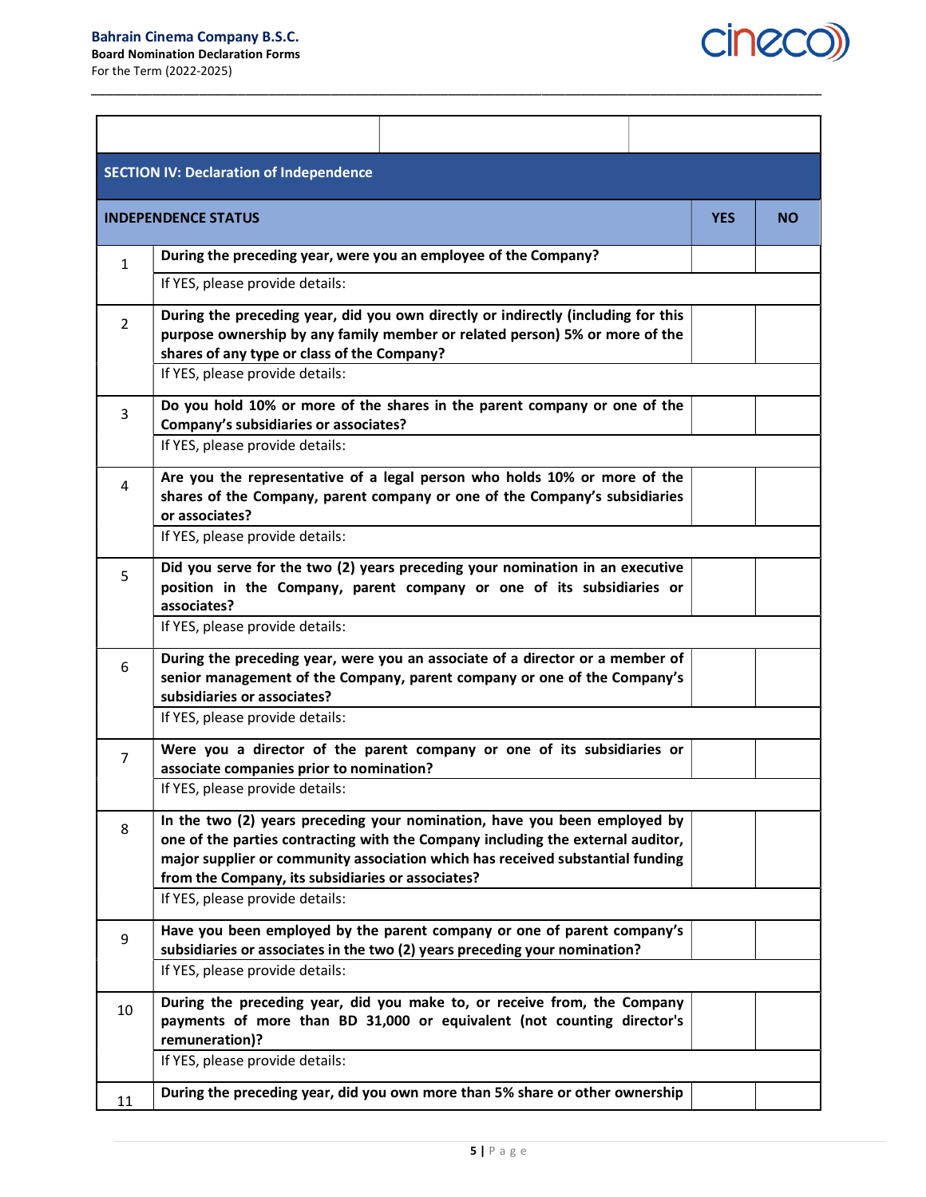| | | |
|---|---|---|
| | | |

## SECTION IV: Declaration of Independence

| # | INDEPENDENCE STATUS | YES | NO |
|---|---|---|---|
| 1 | **During the preceding year, were you an employee of the Company?** | | |
| | If YES, please provide details: | | |
| 2 | **During the preceding year, did you own directly or indirectly (including for this purpose ownership by any family member or related person) 5% or more of the shares of any type or class of the Company?** | | |
| | If YES, please provide details: | | |
| 3 | **Do you hold 10% or more of the shares in the parent company or one of the Company's subsidiaries or associates?** | | |
| | If YES, please provide details: | | |
| 4 | **Are you the representative of a legal person who holds 10% or more of the shares of the Company, parent company or one of the Company's subsidiaries or associates?** | | |
| | If YES, please provide details: | | |
| 5 | **Did you serve for the two (2) years preceding your nomination in an executive position in the Company, parent company or one of its subsidiaries or associates?** | | |
| | If YES, please provide details: | | |
| 6 | **During the preceding year, were you an associate of a director or a member of senior management of the Company, parent company or one of the Company's subsidiaries or associates?** | | |
| | If YES, please provide details: | | |
| 7 | **Were you a director of the parent company or one of its subsidiaries or associate companies prior to nomination?** | | |
| | If YES, please provide details: | | |
| 8 | **In the two (2) years preceding your nomination, have you been employed by one of the parties contracting with the Company including the external auditor, major supplier or community association which has received substantial funding from the Company, its subsidiaries or associates?** | | |
| | If YES, please provide details: | | |
| 9 | **Have you been employed by the parent company or one of parent company's subsidiaries or associates in the two (2) years preceding your nomination?** | | |
| | If YES, please provide details: | | |
| 10 | **During the preceding year, did you make to, or receive from, the Company payments of more than BD 31,000 or equivalent (not counting director's remuneration)?** | | |
| | If YES, please provide details: | | |
| 11 | **During the preceding year, did you own more than 5% share or other ownership** | | |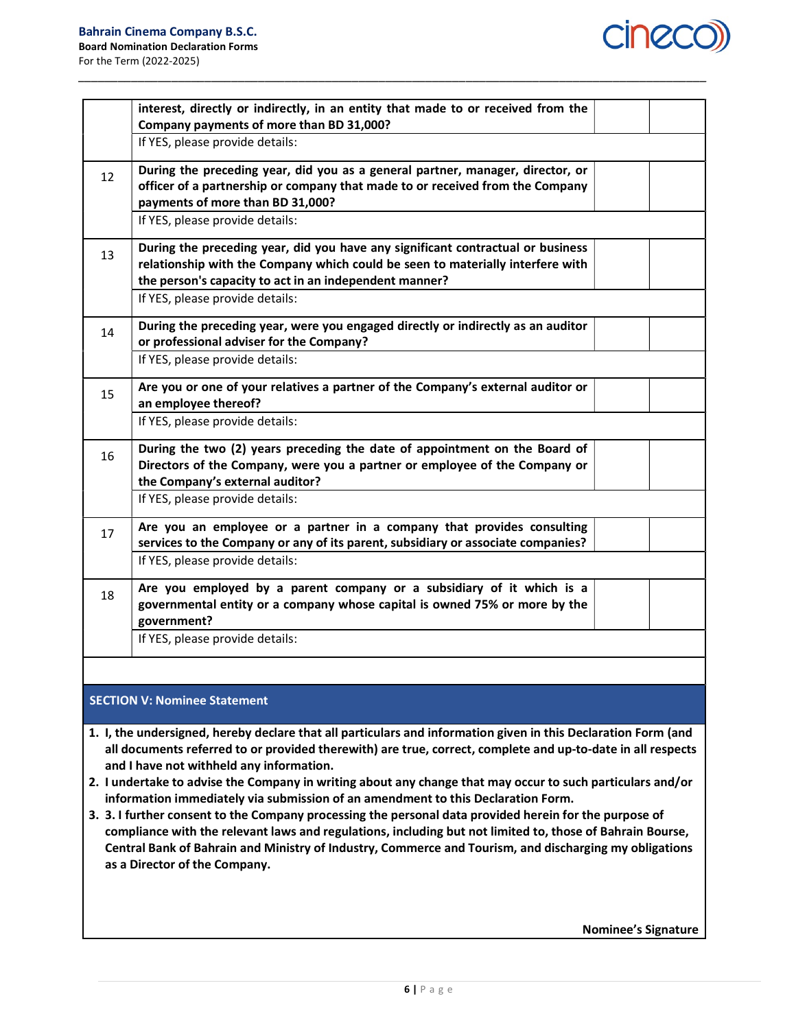| | | | |
|---|---|---|---|
| | **interest, directly or indirectly, in an entity that made to or received from the Company payments of more than BD 31,000?** | | |
| | If YES, please provide details: | | |
| 12 | **During the preceding year, did you as a general partner, manager, director, or officer of a partnership or company that made to or received from the Company payments of more than BD 31,000?** | | |
| | If YES, please provide details: | | |
| 13 | **During the preceding year, did you have any significant contractual or business relationship with the Company which could be seen to materially interfere with the person's capacity to act in an independent manner?** | | |
| | If YES, please provide details: | | |
| 14 | **During the preceding year, were you engaged directly or indirectly as an auditor or professional adviser for the Company?** | | |
| | If YES, please provide details: | | |
| 15 | **Are you or one of your relatives a partner of the Company's external auditor or an employee thereof?** | | |
| | If YES, please provide details: | | |
| 16 | **During the two (2) years preceding the date of appointment on the Board of Directors of the Company, were you a partner or employee of the Company or the Company's external auditor?** | | |
| | If YES, please provide details: | | |
| 17 | **Are you an employee or a partner in a company that provides consulting services to the Company or any of its parent, subsidiary or associate companies?** | | |
| | If YES, please provide details: | | |
| 18 | **Are you employed by a parent company or a subsidiary of it which is a governmental entity or a company whose capital is owned 75% or more by the government?** | | |
| | If YES, please provide details: | | |

## SECTION V: Nominee Statement

1. **I, the undersigned, hereby declare that all particulars and information given in this Declaration Form (and all documents referred to or provided therewith) are true, correct, complete and up-to-date in all respects and I have not withheld any information.**
2. **I undertake to advise the Company in writing about any change that may occur to such particulars and/or information immediately via submission of an amendment to this Declaration Form.**
3. **3. I further consent to the Company processing the personal data provided herein for the purpose of compliance with the relevant laws and regulations, including but not limited to, those of Bahrain Bourse, Central Bank of Bahrain and Ministry of Industry, Commerce and Tourism, and discharging my obligations as a Director of the Company.**

**Nominee's Signature**